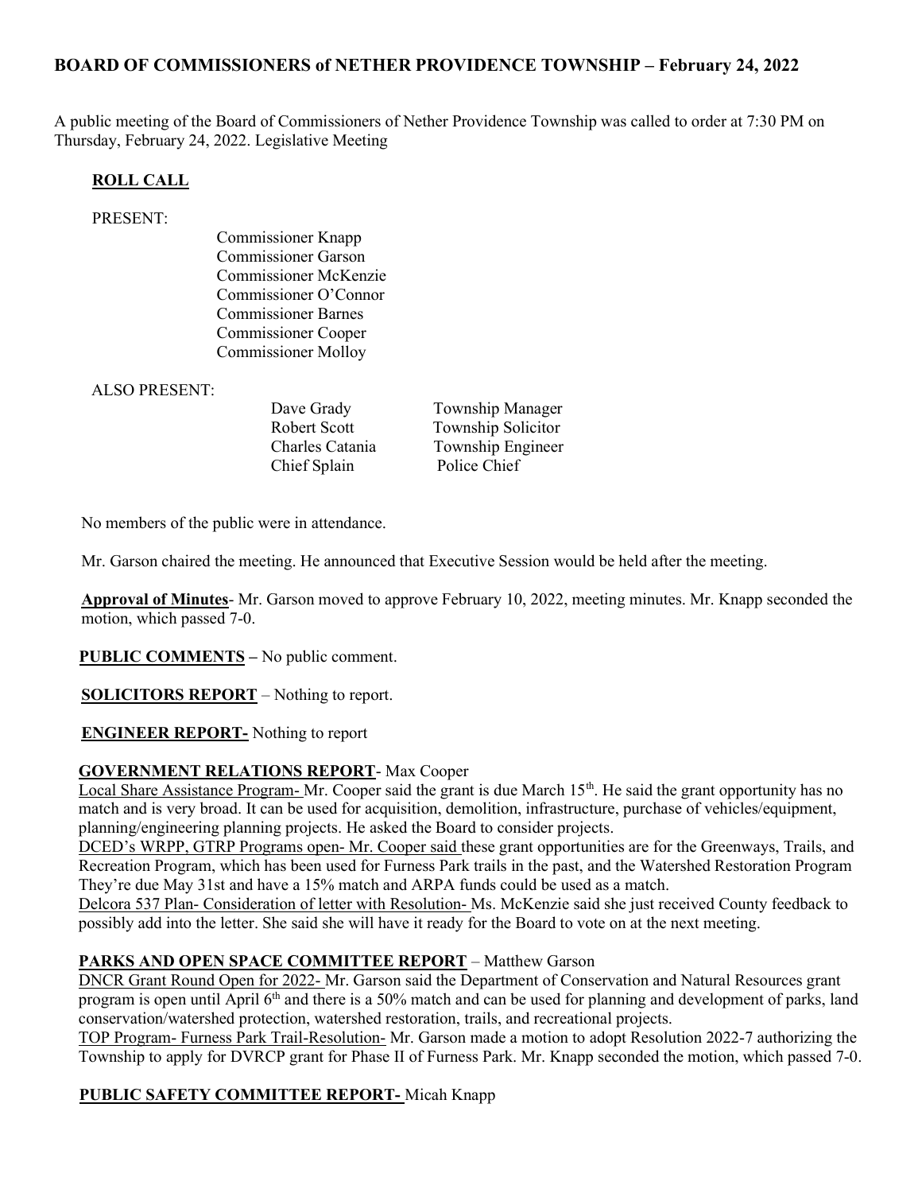## BOARD OF COMMISSIONERS of NETHER PROVIDENCE TOWNSHIP – February 24, 2022

A public meeting of the Board of Commissioners of Nether Providence Township was called to order at 7:30 PM on Thursday, February 24, 2022. Legislative Meeting

### ROLL CALL

PRESENT:

Commissioner Knapp
Commissioner Garson
Commissioner McKenzie
Commissioner O'Connor
Commissioner Barnes
Commissioner Cooper
Commissioner Molloy

ALSO PRESENT:

| | |
|---|---|
| Dave Grady | Township Manager |
| Robert Scott | Township Solicitor |
| Charles Catania | Township Engineer |
| Chief Splain | Police Chief |

No members of the public were in attendance.

Mr. Garson chaired the meeting. He announced that Executive Session would be held after the meeting.

**Approval of Minutes**- Mr. Garson moved to approve February 10, 2022, meeting minutes. Mr. Knapp seconded the motion, which passed 7-0.

**PUBLIC COMMENTS –** No public comment.

**SOLICITORS REPORT** – Nothing to report.

**ENGINEER REPORT-** Nothing to report

**GOVERNMENT RELATIONS REPORT**- Max Cooper

Local Share Assistance Program- Mr. Cooper said the grant is due March 15th. He said the grant opportunity has no match and is very broad. It can be used for acquisition, demolition, infrastructure, purchase of vehicles/equipment, planning/engineering planning projects. He asked the Board to consider projects.

DCED's WRPP, GTRP Programs open- Mr. Cooper said these grant opportunities are for the Greenways, Trails, and Recreation Program, which has been used for Furness Park trails in the past, and the Watershed Restoration Program They're due May 31st and have a 15% match and ARPA funds could be used as a match.

Delcora 537 Plan- Consideration of letter with Resolution- Ms. McKenzie said she just received County feedback to possibly add into the letter. She said she will have it ready for the Board to vote on at the next meeting.

**PARKS AND OPEN SPACE COMMITTEE REPORT** – Matthew Garson

DNCR Grant Round Open for 2022- Mr. Garson said the Department of Conservation and Natural Resources grant program is open until April 6th and there is a 50% match and can be used for planning and development of parks, land conservation/watershed protection, watershed restoration, trails, and recreational projects.

TOP Program- Furness Park Trail-Resolution- Mr. Garson made a motion to adopt Resolution 2022-7 authorizing the Township to apply for DVRCP grant for Phase II of Furness Park. Mr. Knapp seconded the motion, which passed 7-0.

**PUBLIC SAFETY COMMITTEE REPORT-** Micah Knapp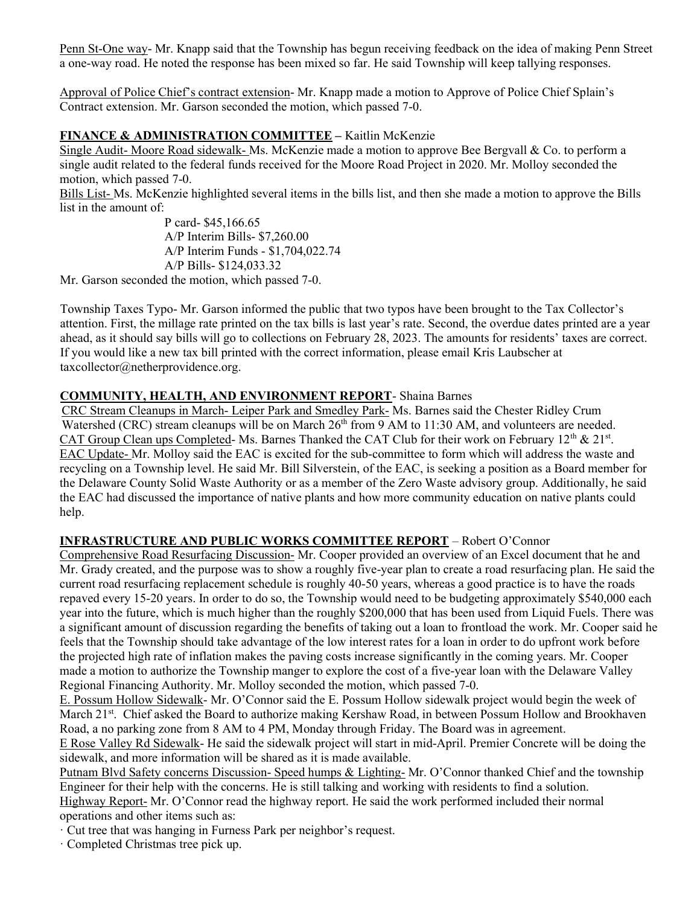Penn St-One way- Mr. Knapp said that the Township has begun receiving feedback on the idea of making Penn Street a one-way road. He noted the response has been mixed so far. He said Township will keep tallying responses.

Approval of Police Chief's contract extension- Mr. Knapp made a motion to Approve of Police Chief Splain's Contract extension. Mr. Garson seconded the motion, which passed 7-0.

**FINANCE & ADMINISTRATION COMMITTEE** – Kaitlin McKenzie

Single Audit- Moore Road sidewalk- Ms. McKenzie made a motion to approve Bee Bergvall & Co. to perform a single audit related to the federal funds received for the Moore Road Project in 2020. Mr. Molloy seconded the motion, which passed 7-0.

Bills List- Ms. McKenzie highlighted several items in the bills list, and then she made a motion to approve the Bills list in the amount of:

P card- $45,166.65
A/P Interim Bills- $7,260.00
A/P Interim Funds - $1,704,022.74
A/P Bills- $124,033.32

Mr. Garson seconded the motion, which passed 7-0.

Township Taxes Typo- Mr. Garson informed the public that two typos have been brought to the Tax Collector's attention. First, the millage rate printed on the tax bills is last year's rate. Second, the overdue dates printed are a year ahead, as it should say bills will go to collections on February 28, 2023. The amounts for residents' taxes are correct. If you would like a new tax bill printed with the correct information, please email Kris Laubscher at taxcollector@netherprovidence.org.

**COMMUNITY, HEALTH, AND ENVIRONMENT REPORT**- Shaina Barnes

CRC Stream Cleanups in March- Leiper Park and Smedley Park- Ms. Barnes said the Chester Ridley Crum Watershed (CRC) stream cleanups will be on March 26th from 9 AM to 11:30 AM, and volunteers are needed.

CAT Group Clean ups Completed- Ms. Barnes Thanked the CAT Club for their work on February 12th & 21st.

EAC Update- Mr. Molloy said the EAC is excited for the sub-committee to form which will address the waste and recycling on a Township level. He said Mr. Bill Silverstein, of the EAC, is seeking a position as a Board member for the Delaware County Solid Waste Authority or as a member of the Zero Waste advisory group. Additionally, he said the EAC had discussed the importance of native plants and how more community education on native plants could help.

**INFRASTRUCTURE AND PUBLIC WORKS COMMITTEE REPORT** – Robert O'Connor

Comprehensive Road Resurfacing Discussion- Mr. Cooper provided an overview of an Excel document that he and Mr. Grady created, and the purpose was to show a roughly five-year plan to create a road resurfacing plan. He said the current road resurfacing replacement schedule is roughly 40-50 years, whereas a good practice is to have the roads repaved every 15-20 years. In order to do so, the Township would need to be budgeting approximately $540,000 each year into the future, which is much higher than the roughly $200,000 that has been used from Liquid Fuels. There was a significant amount of discussion regarding the benefits of taking out a loan to frontload the work. Mr. Cooper said he feels that the Township should take advantage of the low interest rates for a loan in order to do upfront work before the projected high rate of inflation makes the paving costs increase significantly in the coming years. Mr. Cooper made a motion to authorize the Township manger to explore the cost of a five-year loan with the Delaware Valley Regional Financing Authority. Mr. Molloy seconded the motion, which passed 7-0.

E. Possum Hollow Sidewalk- Mr. O'Connor said the E. Possum Hollow sidewalk project would begin the week of March 21st. Chief asked the Board to authorize making Kershaw Road, in between Possum Hollow and Brookhaven Road, a no parking zone from 8 AM to 4 PM, Monday through Friday. The Board was in agreement.

E Rose Valley Rd Sidewalk- He said the sidewalk project will start in mid-April. Premier Concrete will be doing the sidewalk, and more information will be shared as it is made available.

Putnam Blvd Safety concerns Discussion- Speed humps & Lighting- Mr. O'Connor thanked Chief and the township Engineer for their help with the concerns. He is still talking and working with residents to find a solution.

Highway Report- Mr. O'Connor read the highway report. He said the work performed included their normal operations and other items such as:

- Cut tree that was hanging in Furness Park per neighbor's request.
- Completed Christmas tree pick up.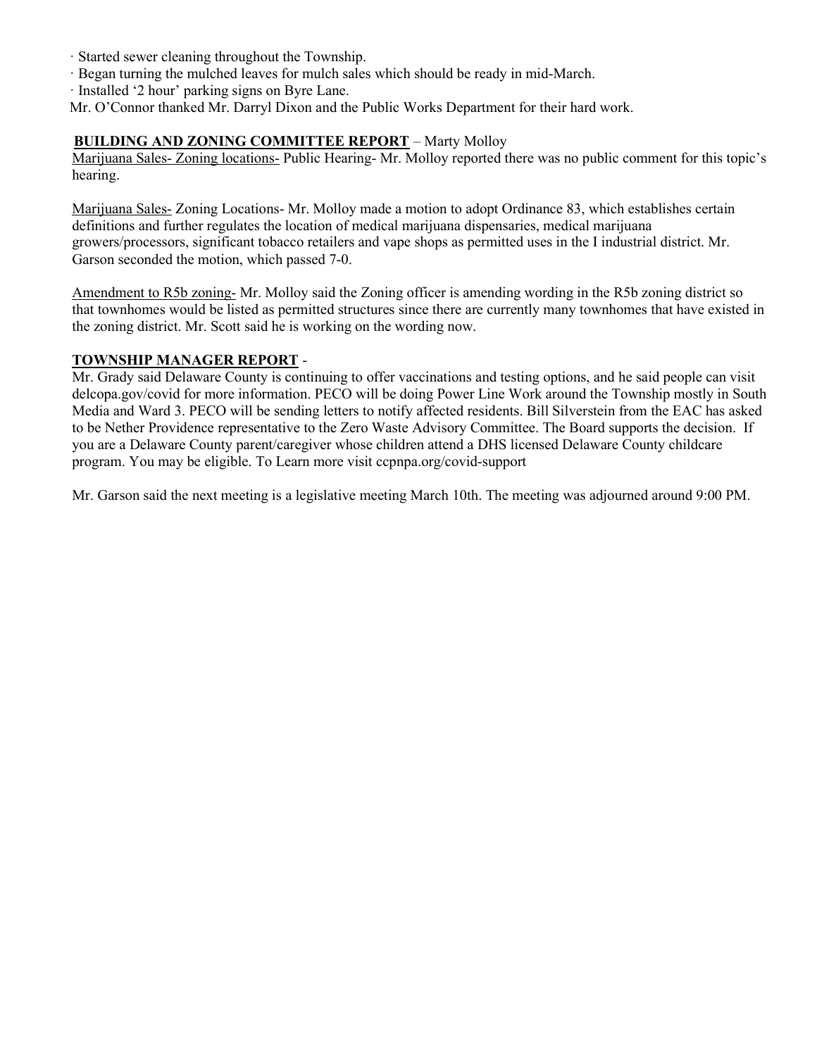· Started sewer cleaning throughout the Township.
· Began turning the mulched leaves for mulch sales which should be ready in mid-March.
· Installed '2 hour' parking signs on Byre Lane.

Mr. O'Connor thanked Mr. Darryl Dixon and the Public Works Department for their hard work.

**BUILDING AND ZONING COMMITTEE REPORT** – Marty Molloy

Marijuana Sales- Zoning locations- Public Hearing- Mr. Molloy reported there was no public comment for this topic's hearing.

Marijuana Sales- Zoning Locations- Mr. Molloy made a motion to adopt Ordinance 83, which establishes certain definitions and further regulates the location of medical marijuana dispensaries, medical marijuana growers/processors, significant tobacco retailers and vape shops as permitted uses in the I industrial district. Mr. Garson seconded the motion, which passed 7-0.

Amendment to R5b zoning- Mr. Molloy said the Zoning officer is amending wording in the R5b zoning district so that townhomes would be listed as permitted structures since there are currently many townhomes that have existed in the zoning district. Mr. Scott said he is working on the wording now.

**TOWNSHIP MANAGER REPORT** -

Mr. Grady said Delaware County is continuing to offer vaccinations and testing options, and he said people can visit delcopa.gov/covid for more information. PECO will be doing Power Line Work around the Township mostly in South Media and Ward 3. PECO will be sending letters to notify affected residents. Bill Silverstein from the EAC has asked to be Nether Providence representative to the Zero Waste Advisory Committee. The Board supports the decision. If you are a Delaware County parent/caregiver whose children attend a DHS licensed Delaware County childcare program. You may be eligible. To Learn more visit ccpnpa.org/covid-support

Mr. Garson said the next meeting is a legislative meeting March 10th. The meeting was adjourned around 9:00 PM.